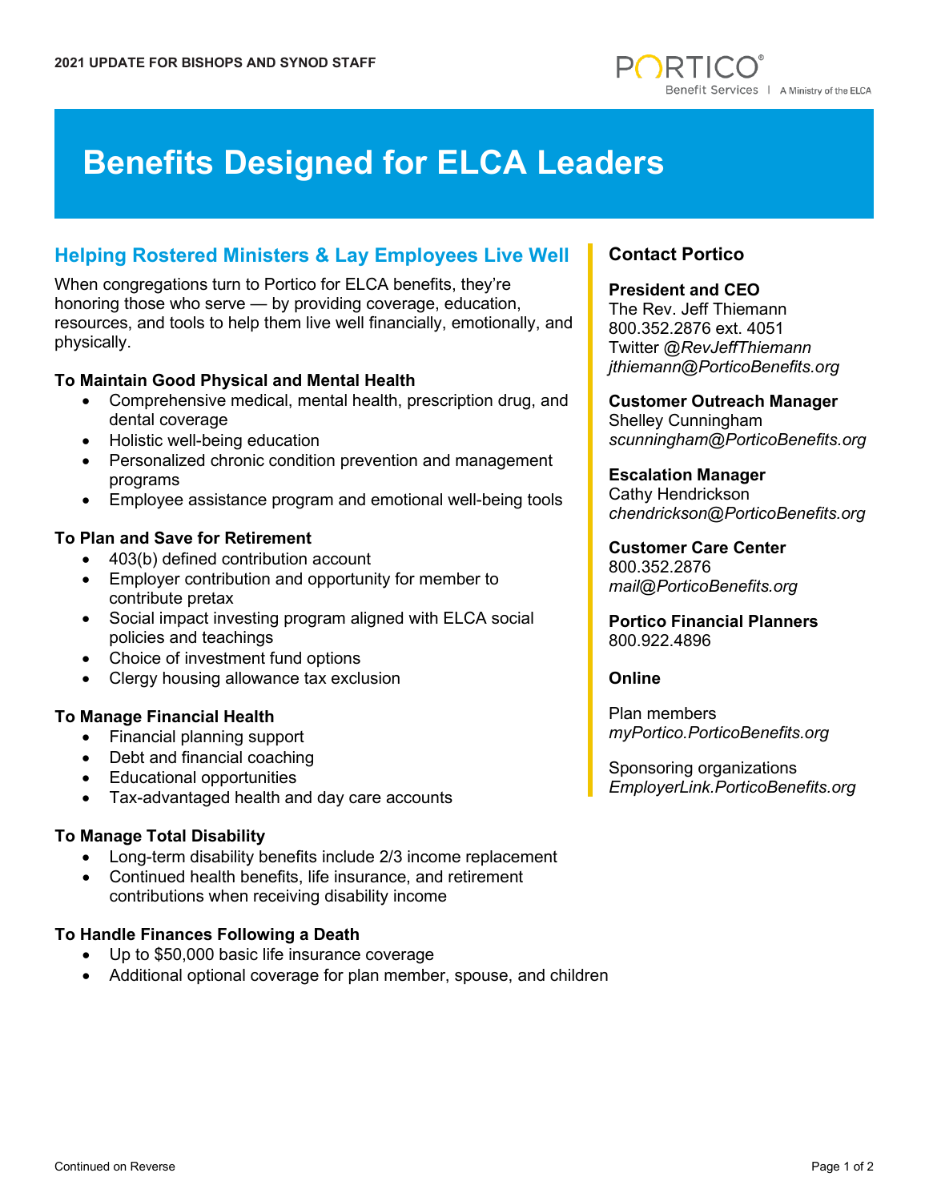2021 UPDATE FOR BISHOPS AND SYNOD STAFF

# Benefits Designed for ELCA Leaders

## Helping Rostered Ministers & Lay Employees Live Well

When congregations turn to Portico for ELCA benefits, they're honoring those who serve — by providing coverage, education, resources, and tools to help them live well financially, emotionally, and physically.

### To Maintain Good Physical and Mental Health

- Comprehensive medical, mental health, prescription drug, and dental coverage
- Holistic well-being education
- Personalized chronic condition prevention and management programs
- Employee assistance program and emotional well-being tools

### To Plan and Save for Retirement

- 403(b) defined contribution account
- Employer contribution and opportunity for member to contribute pretax
- Social impact investing program aligned with ELCA social policies and teachings
- Choice of investment fund options
- Clergy housing allowance tax exclusion

### To Manage Financial Health

- Financial planning support
- Debt and financial coaching
- Educational opportunities
- Tax-advantaged health and day care accounts

### To Manage Total Disability

- Long-term disability benefits include 2/3 income replacement
- Continued health benefits, life insurance, and retirement contributions when receiving disability income

### To Handle Finances Following a Death

- Up to $50,000 basic life insurance coverage
- Additional optional coverage for plan member, spouse, and children

## Contact Portico

**President and CEO**
The Rev. Jeff Thiemann
800.352.2876 ext. 4051
Twitter *@RevJeffThiemann*
*jthiemann@PorticoBenefits.org*

**Customer Outreach Manager**
Shelley Cunningham
*scunningham@PorticoBenefits.org*

**Escalation Manager**
Cathy Hendrickson
*chendrickson@PorticoBenefits.org*

**Customer Care Center**
800.352.2876
*mail@PorticoBenefits.org*

**Portico Financial Planners**
800.922.4896

**Online**

Plan members
*myPortico.PorticoBenefits.org*

Sponsoring organizations
*EmployerLink.PorticoBenefits.org*

Continued on Reverse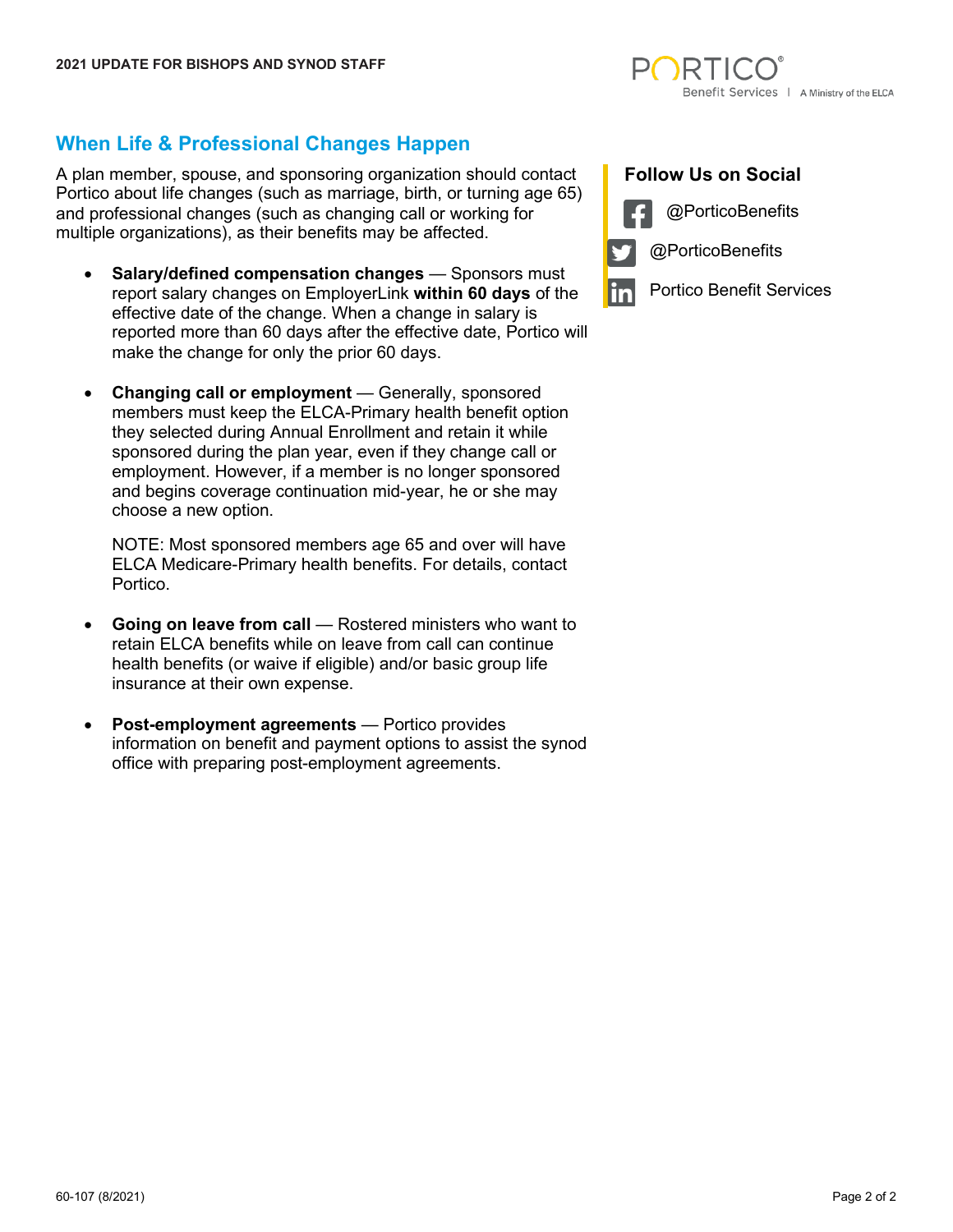## When Life & Professional Changes Happen

A plan member, spouse, and sponsoring organization should contact Portico about life changes (such as marriage, birth, or turning age 65) and professional changes (such as changing call or working for multiple organizations), as their benefits may be affected.

- **Salary/defined compensation changes** — Sponsors must report salary changes on EmployerLink **within 60 days** of the effective date of the change. When a change in salary is reported more than 60 days after the effective date, Portico will make the change for only the prior 60 days.

- **Changing call or employment** — Generally, sponsored members must keep the ELCA-Primary health benefit option they selected during Annual Enrollment and retain it while sponsored during the plan year, even if they change call or employment. However, if a member is no longer sponsored and begins coverage continuation mid-year, he or she may choose a new option.

  NOTE: Most sponsored members age 65 and over will have ELCA Medicare-Primary health benefits. For details, contact Portico.

- **Going on leave from call** — Rostered ministers who want to retain ELCA benefits while on leave from call can continue health benefits (or waive if eligible) and/or basic group life insurance at their own expense.

- **Post-employment agreements** — Portico provides information on benefit and payment options to assist the synod office with preparing post-employment agreements.

### Follow Us on Social

@PorticoBenefits

@PorticoBenefits

Portico Benefit Services

60-107 (8/2021)